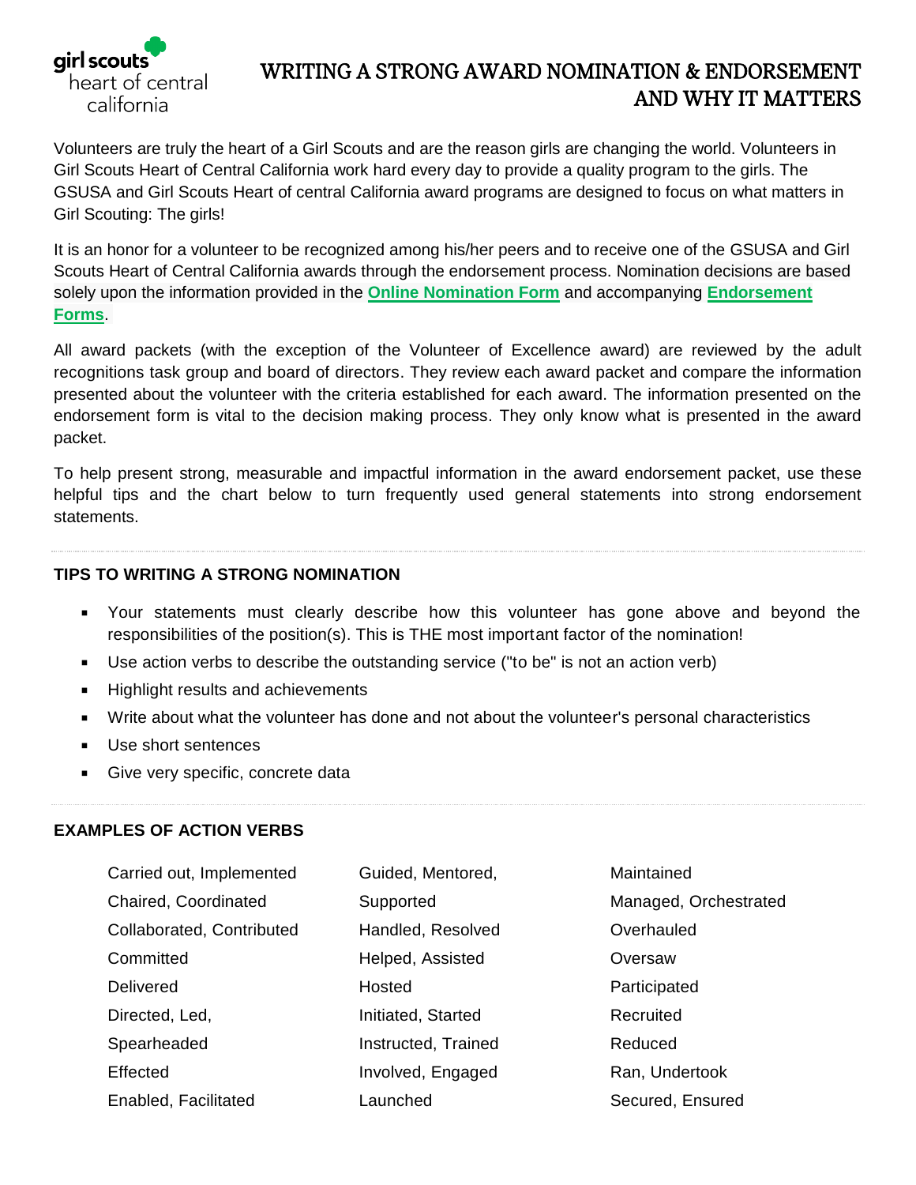girl scouts heart of central california

# WRITING A STRONG AWARD NOMINATION & ENDORSEMENT AND WHY IT MATTERS

Volunteers are truly the heart of a Girl Scouts and are the reason girls are changing the world. Volunteers in Girl Scouts Heart of Central California work hard every day to provide a quality program to the girls. The GSUSA and Girl Scouts Heart of central California award programs are designed to focus on what matters in Girl Scouting: The girls!

It is an honor for a volunteer to be recognized among his/her peers and to receive one of the GSUSA and Girl Scouts Heart of Central California awards through the endorsement process. Nomination decisions are based solely upon the information provided in the **Online Nomination Form** and accompanying **Endorsement Forms**.

All award packets (with the exception of the Volunteer of Excellence award) are reviewed by the adult recognitions task group and board of directors. They review each award packet and compare the information presented about the volunteer with the criteria established for each award. The information presented on the endorsement form is vital to the decision making process. They only know what is presented in the award packet.

To help present strong, measurable and impactful information in the award endorsement packet, use these helpful tips and the chart below to turn frequently used general statements into strong endorsement statements.

---

## TIPS TO WRITING A STRONG NOMINATION

- Your statements must clearly describe how this volunteer has gone above and beyond the responsibilities of the position(s). This is THE most important factor of the nomination!
- Use action verbs to describe the outstanding service ("to be" is not an action verb)
- Highlight results and achievements
- Write about what the volunteer has done and not about the volunteer's personal characteristics
- Use short sentences
- Give very specific, concrete data

---

## EXAMPLES OF ACTION VERBS

| | | |
|---|---|---|
| Carried out, Implemented | Guided, Mentored, | Maintained |
| Chaired, Coordinated | Supported | Managed, Orchestrated |
| Collaborated, Contributed | Handled, Resolved | Overhauled |
| Committed | Helped, Assisted | Oversaw |
| Delivered | Hosted | Participated |
| Directed, Led, | Initiated, Started | Recruited |
| Spearheaded | Instructed, Trained | Reduced |
| Effected | Involved, Engaged | Ran, Undertook |
| Enabled, Facilitated | Launched | Secured, Ensured |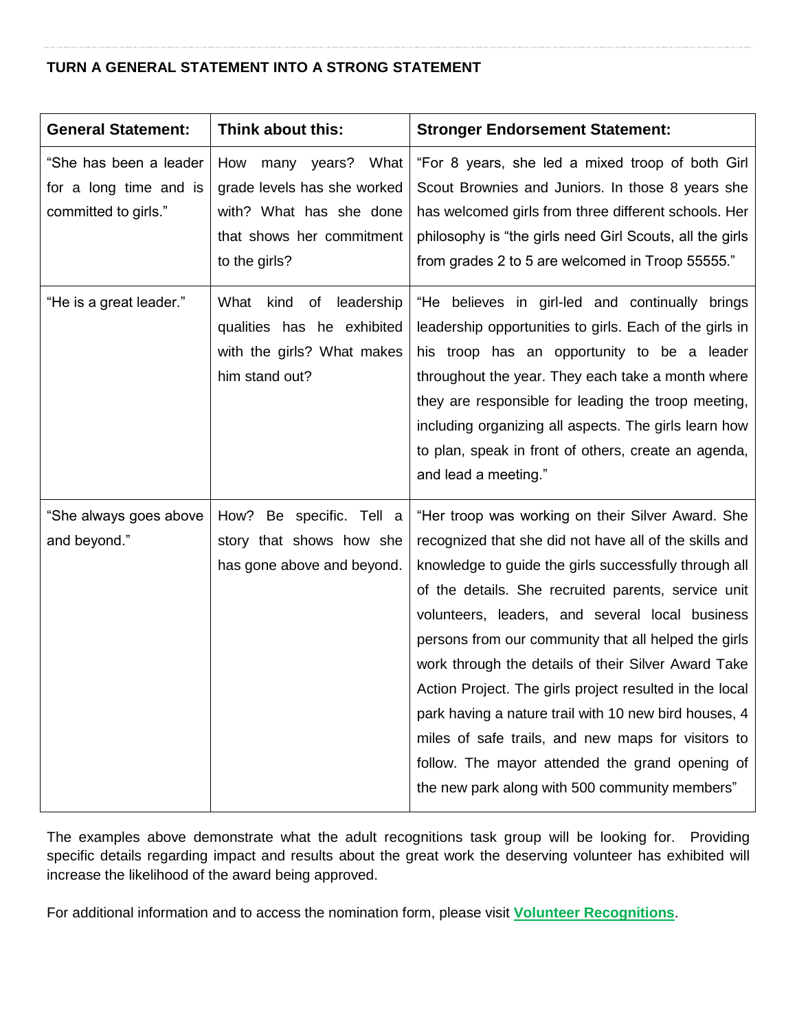**TURN A GENERAL STATEMENT INTO A STRONG STATEMENT**

| General Statement: | Think about this: | Stronger Endorsement Statement: |
|---|---|---|
| "She has been a leader for a long time and is committed to girls." | How many years? What grade levels has she worked with? What has she done that shows her commitment to the girls? | "For 8 years, she led a mixed troop of both Girl Scout Brownies and Juniors. In those 8 years she has welcomed girls from three different schools. Her philosophy is "the girls need Girl Scouts, all the girls from grades 2 to 5 are welcomed in Troop 55555." |
| "He is a great leader." | What kind of leadership qualities has he exhibited with the girls? What makes him stand out? | "He believes in girl-led and continually brings leadership opportunities to girls. Each of the girls in his troop has an opportunity to be a leader throughout the year. They each take a month where they are responsible for leading the troop meeting, including organizing all aspects. The girls learn how to plan, speak in front of others, create an agenda, and lead a meeting." |
| "She always goes above and beyond." | How? Be specific. Tell a story that shows how she has gone above and beyond. | "Her troop was working on their Silver Award. She recognized that she did not have all of the skills and knowledge to guide the girls successfully through all of the details. She recruited parents, service unit volunteers, leaders, and several local business persons from our community that all helped the girls work through the details of their Silver Award Take Action Project. The girls project resulted in the local park having a nature trail with 10 new bird houses, 4 miles of safe trails, and new maps for visitors to follow. The mayor attended the grand opening of the new park along with 500 community members" |

The examples above demonstrate what the adult recognitions task group will be looking for. Providing specific details regarding impact and results about the great work the deserving volunteer has exhibited will increase the likelihood of the award being approved.

For additional information and to access the nomination form, please visit **Volunteer Recognitions**.